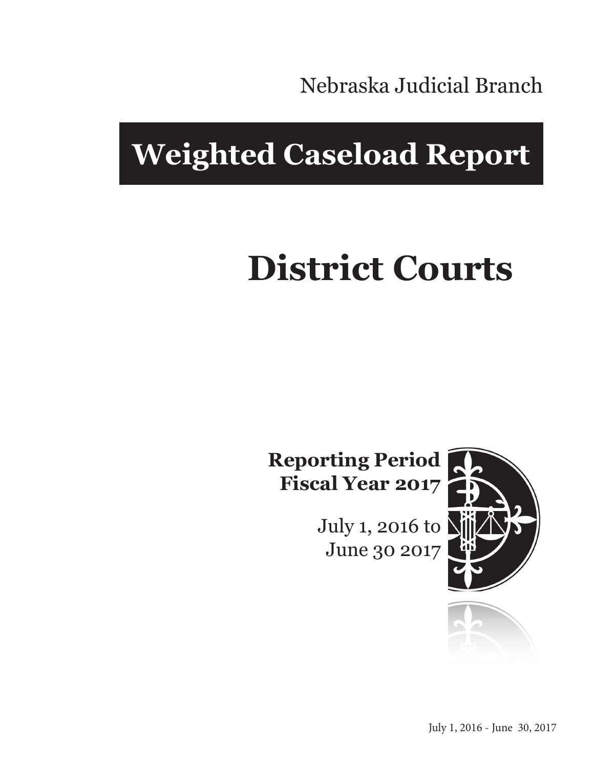Nebraska Judicial Branch

# Weighted Caseload Report

# District Courts

**Reporting Period**
**Fiscal Year 2017**

July 1, 2016 to
June 30 2017

July 1, 2016 - June 30, 2017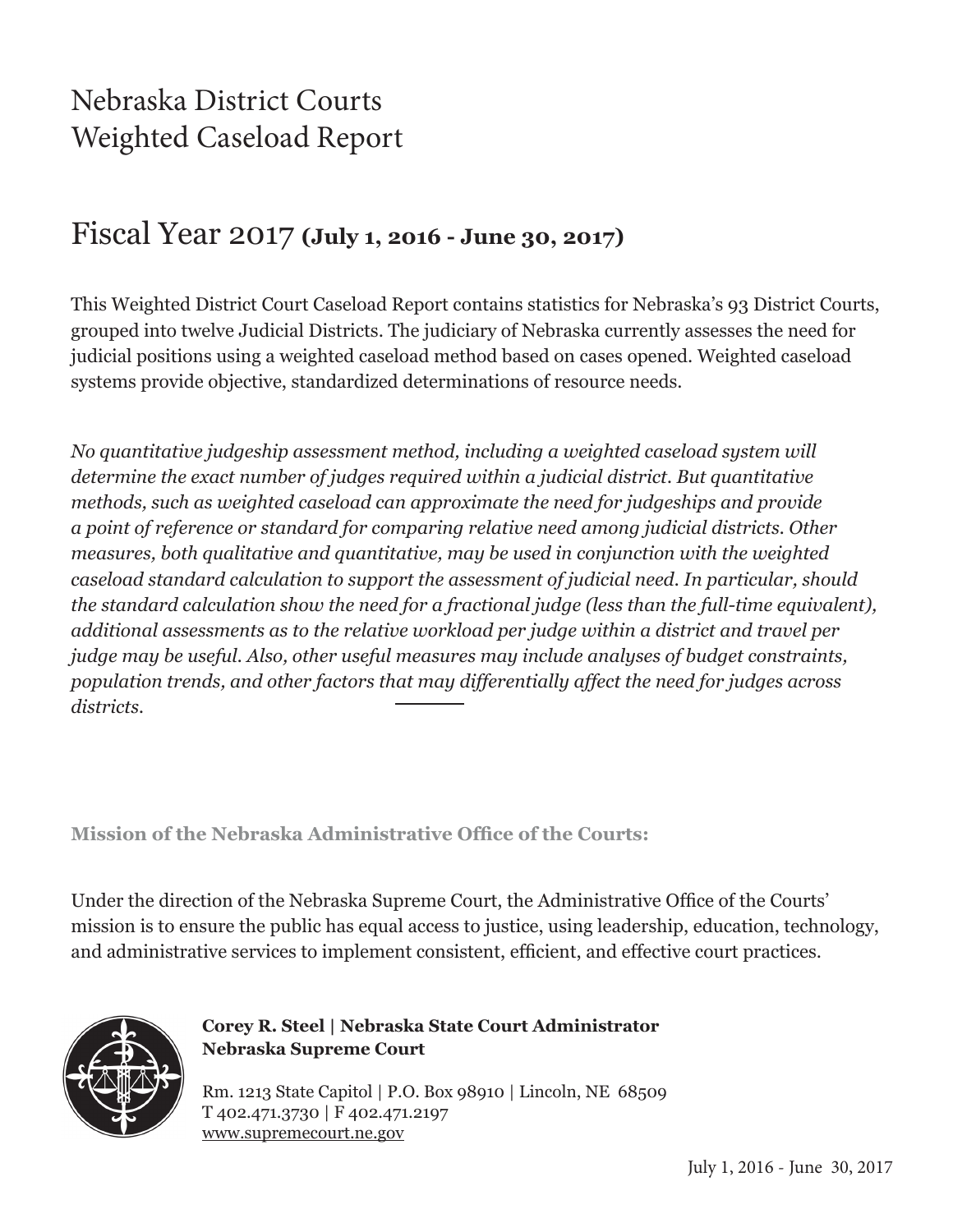# Nebraska District Courts
# Weighted Caseload Report

## Fiscal Year 2017 **(July 1, 2016 - June 30, 2017)**

This Weighted District Court Caseload Report contains statistics for Nebraska's 93 District Courts, grouped into twelve Judicial Districts. The judiciary of Nebraska currently assesses the need for judicial positions using a weighted caseload method based on cases opened. Weighted caseload systems provide objective, standardized determinations of resource needs.

*No quantitative judgeship assessment method, including a weighted caseload system will determine the exact number of judges required within a judicial district. But quantitative methods, such as weighted caseload can approximate the need for judgeships and provide a point of reference or standard for comparing relative need among judicial districts. Other measures, both qualitative and quantitative, may be used in conjunction with the weighted caseload standard calculation to support the assessment of judicial need. In particular, should the standard calculation show the need for a fractional judge (less than the full-time equivalent), additional assessments as to the relative workload per judge within a district and travel per judge may be useful. Also, other useful measures may include analyses of budget constraints, population trends, and other factors that may differentially affect the need for judges across districts.*

**Mission of the Nebraska Administrative Office of the Courts:**

Under the direction of the Nebraska Supreme Court, the Administrative Office of the Courts' mission is to ensure the public has equal access to justice, using leadership, education, technology, and administrative services to implement consistent, efficient, and effective court practices.

**Corey R. Steel | Nebraska State Court Administrator**
**Nebraska Supreme Court**

Rm. 1213 State Capitol | P.O. Box 98910 | Lincoln, NE 68509
T 402.471.3730 | F 402.471.2197
www.supremecourt.ne.gov

July 1, 2016 - June 30, 2017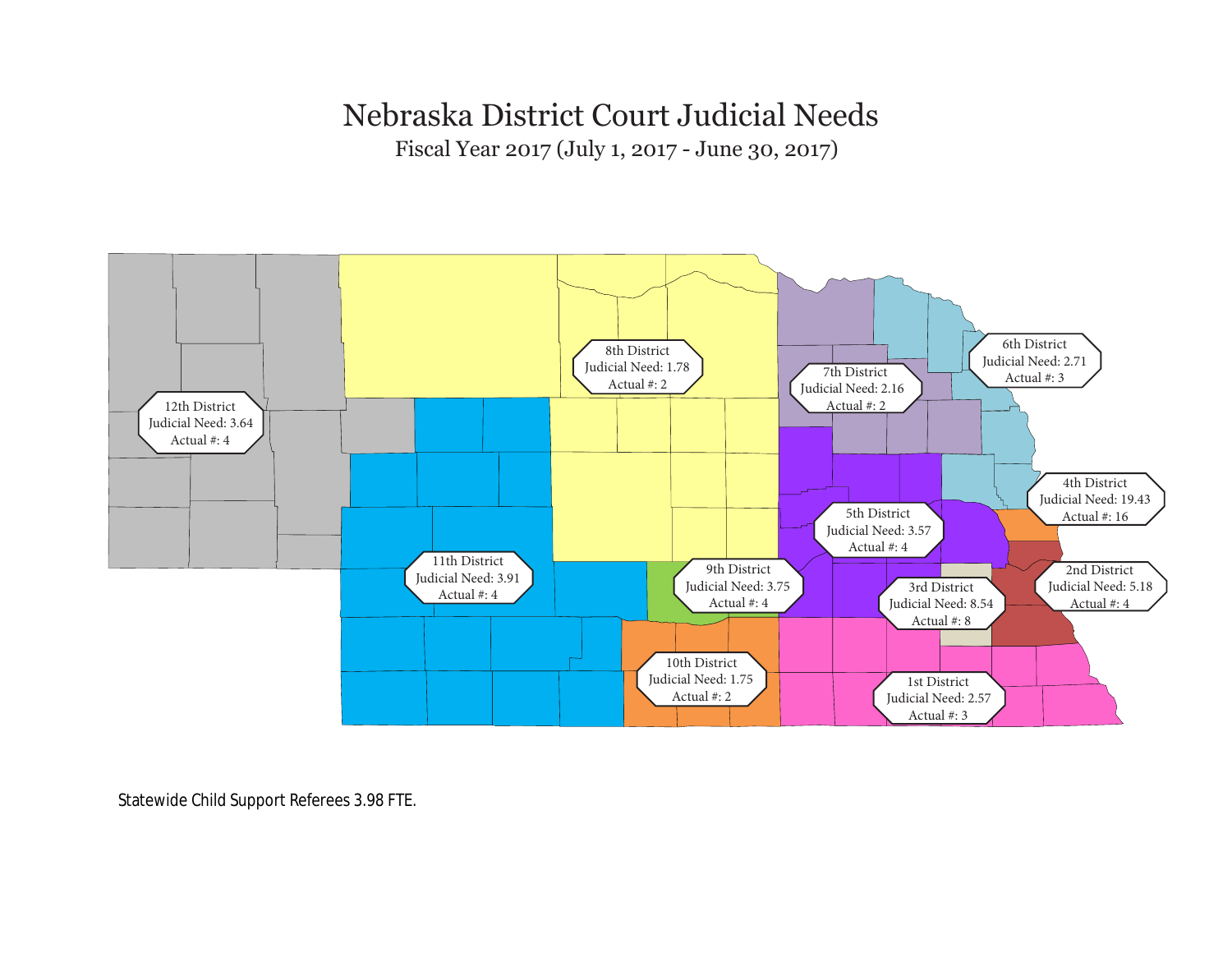# Nebraska District Court Judicial Needs

Fiscal Year 2017 (July 1, 2017 - June 30, 2017)

8th District
Judicial Need: 1.78
Actual #: 2

6th District
Judicial Need: 2.71
Actual #: 3

7th District
Judicial Need: 2.16
Actual #: 2

12th District
Judicial Need: 3.64
Actual #: 4

4th District
Judicial Need: 19.43
Actual #: 16

5th District
Judicial Need: 3.57
Actual #: 4

11th District
Judicial Need: 3.91
Actual #: 4

9th District
Judicial Need: 3.75
Actual #: 4

2nd District
Judicial Need: 5.18
Actual #: 4

3rd District
Judicial Need: 8.54
Actual #: 8

10th District
Judicial Need: 1.75
Actual #: 2

1st District
Judicial Need: 2.57
Actual #: 3

Statewide Child Support Referees 3.98 FTE.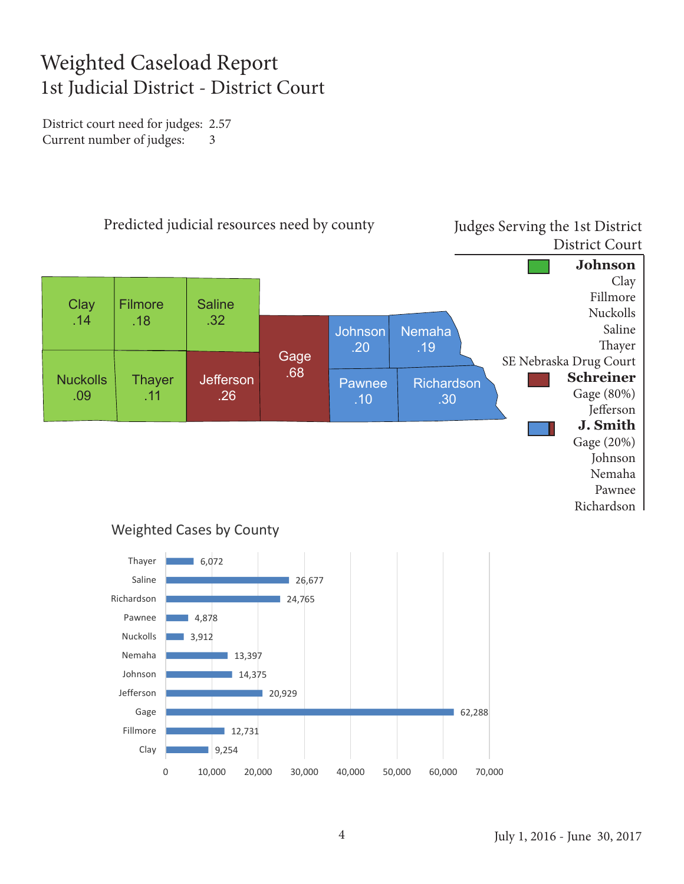# Weighted Caseload Report
## 1st Judicial District - District Court

District court need for judges: 2.57
Current number of judges: 3

### Predicted judicial resources need by county

| County | Need |
| --- | --- |
| Clay | .14 |
| Filmore | .18 |
| Saline | .32 |
| Nuckolls | .09 |
| Thayer | .11 |
| Jefferson | .26 |
| Gage | .68 |
| Johnson | .20 |
| Nemaha | .19 |
| Pawnee | .10 |
| Richardson | .30 |

### Judges Serving the 1st District District Court

**Johnson**
- Clay
- Fillmore
- Nuckolls
- Saline
- Thayer
- SE Nebraska Drug Court

**Schreiner**
- Gage (80%)
- Jefferson

**J. Smith**
- Gage (20%)
- Johnson
- Nemaha
- Pawnee
- Richardson

### Weighted Cases by County

| County | Weighted Cases |
| --- | --- |
| Thayer | 6,072 |
| Saline | 26,677 |
| Richardson | 24,765 |
| Pawnee | 4,878 |
| Nuckolls | 3,912 |
| Nemaha | 13,397 |
| Johnson | 14,375 |
| Jefferson | 20,929 |
| Gage | 62,288 |
| Fillmore | 12,731 |
| Clay | 9,254 |

July 1, 2016 - June 30, 2017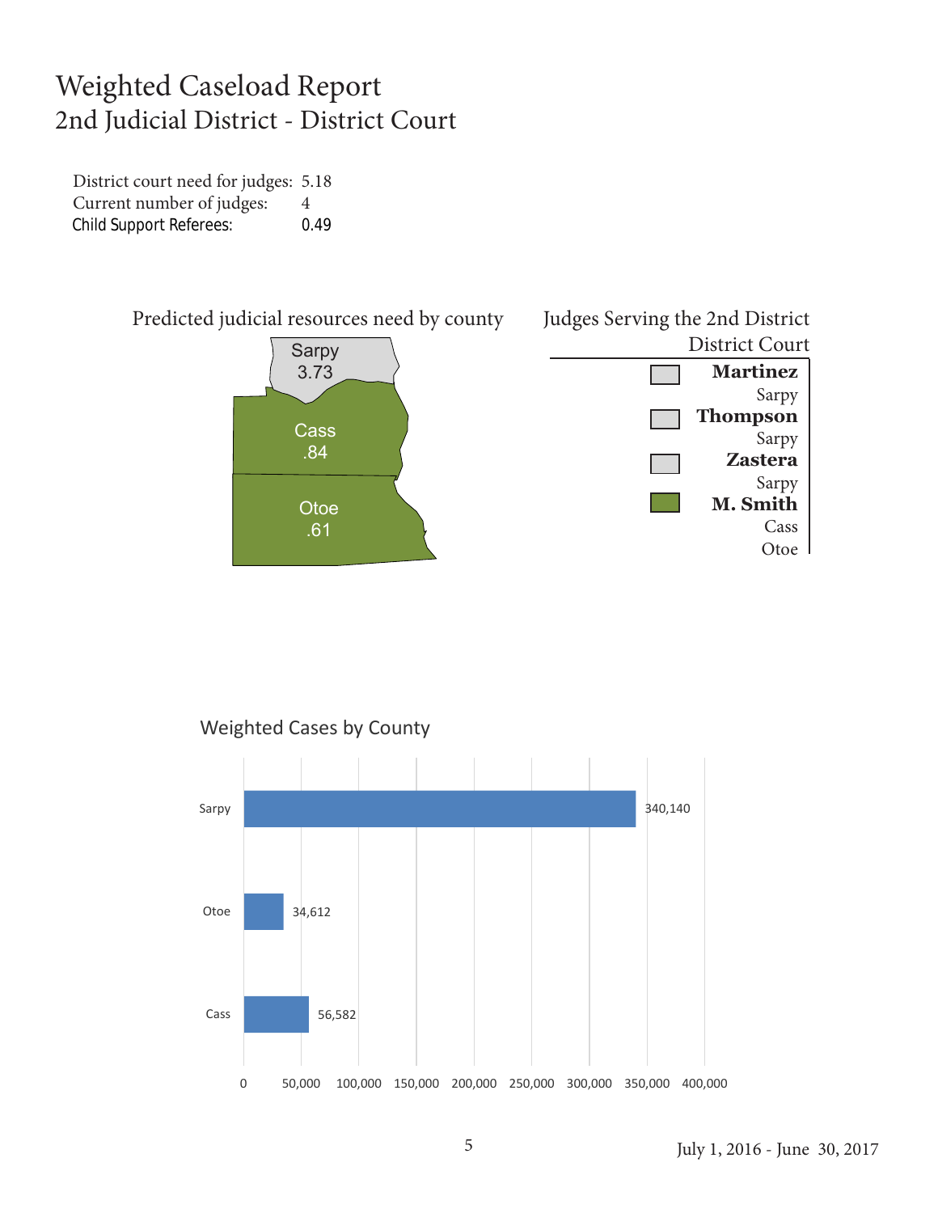# Weighted Caseload Report
## 2nd Judicial District - District Court

District court need for judges: 5.18
Current number of judges: 4
Child Support Referees: 0.49

### Predicted judicial resources need by county

| County | Need |
| --- | --- |
| Sarpy | 3.73 |
| Cass | .84 |
| Otoe | .61 |

### Judges Serving the 2nd District District Court

| Judge | Counties |
| --- | --- |
| **Martinez** | Sarpy |
| **Thompson** | Sarpy |
| **Zastera** | Sarpy |
| **M. Smith** | Cass, Otoe |

### Weighted Cases by County

| County | Weighted Cases |
| --- | --- |
| Sarpy | 340,140 |
| Otoe | 34,612 |
| Cass | 56,582 |

July 1, 2016 - June 30, 2017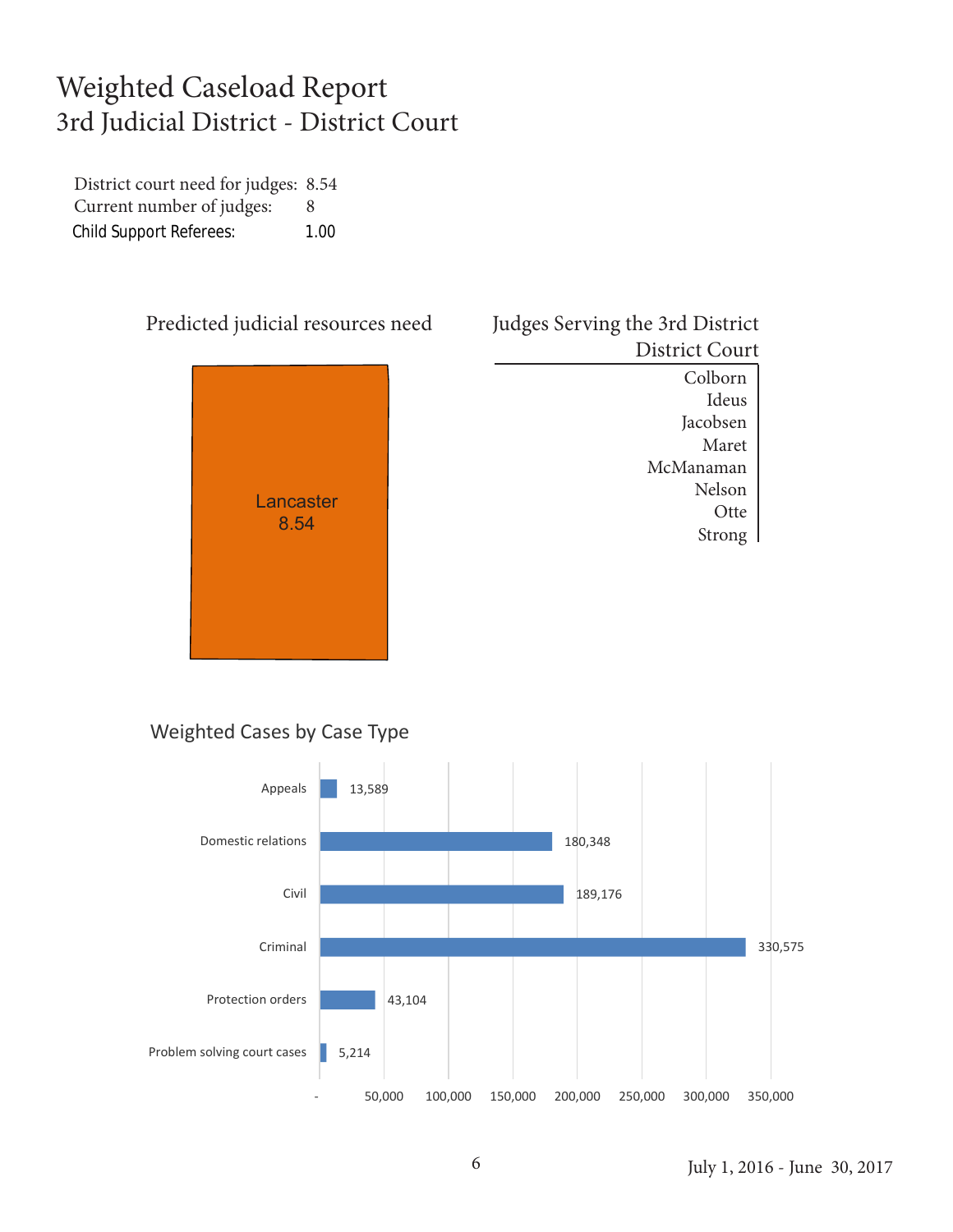# Weighted Caseload Report
## 3rd Judicial District - District Court

| | |
|---|---|
| District court need for judges: | 8.54 |
| Current number of judges: | 8 |
| Child Support Referees: | 1.00 |

### Predicted judicial resources need

Lancaster
8.54

### Judges Serving the 3rd District District Court

Colborn
Ideus
Jacobsen
Maret
McManaman
Nelson
Otte
Strong

### Weighted Cases by Case Type

| Case Type | Weighted Cases |
|---|---|
| Appeals | 13,589 |
| Domestic relations | 180,348 |
| Civil | 189,176 |
| Criminal | 330,575 |
| Protection orders | 43,104 |
| Problem solving court cases | 5,214 |

July 1, 2016 - June 30, 2017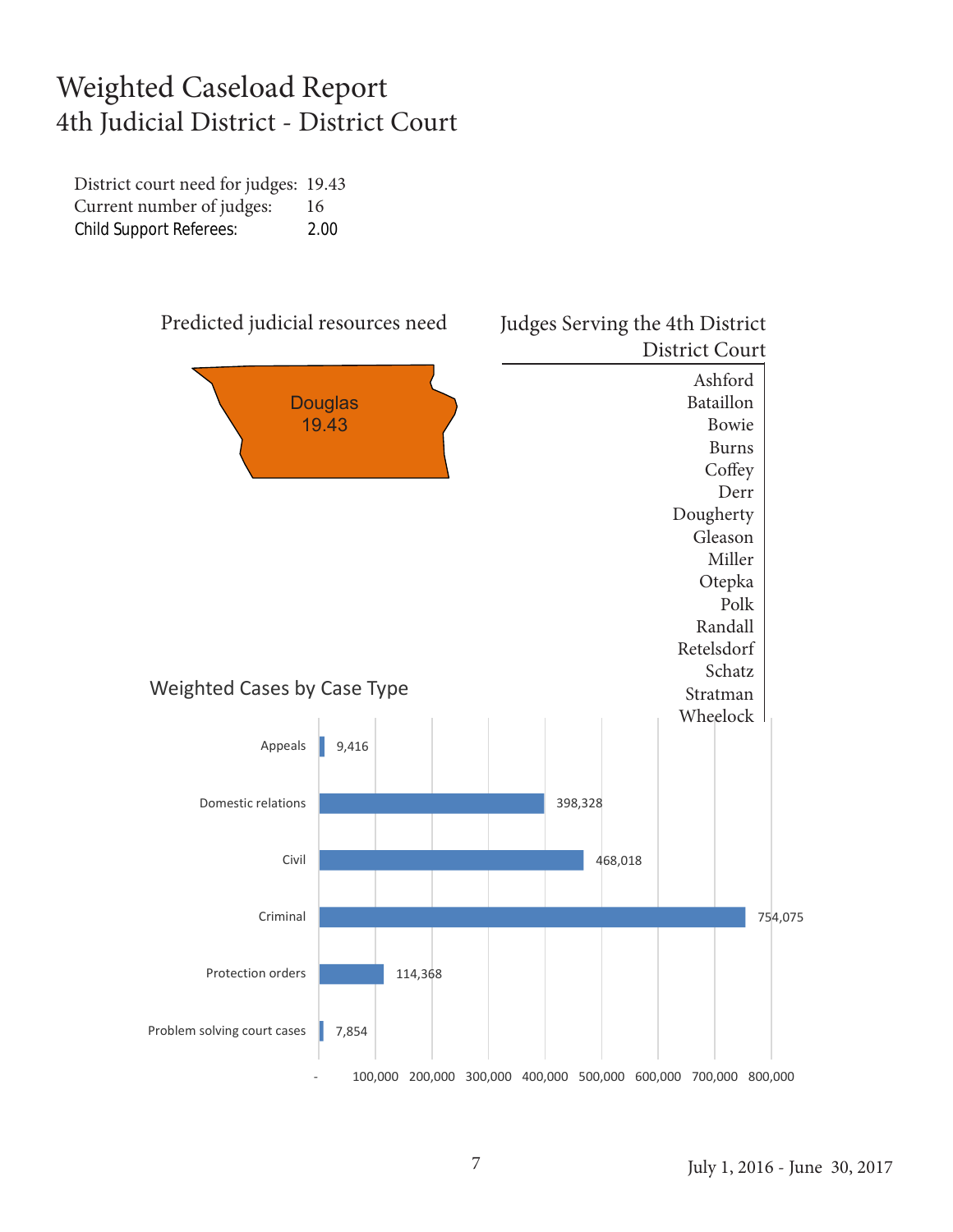# Weighted Caseload Report
## 4th Judicial District - District Court

District court need for judges: 19.43
Current number of judges: 16
Child Support Referees: 2.00

### Predicted judicial resources need

Douglas
19.43

### Judges Serving the 4th District District Court

Ashford
Bataillon
Bowie
Burns
Coffey
Derr
Dougherty
Gleason
Miller
Otepka
Polk
Randall
Retelsdorf
Schatz
Stratman
Wheelock

### Weighted Cases by Case Type

| Case Type | Weighted Cases |
|---|---|
| Appeals | 9,416 |
| Domestic relations | 398,328 |
| Civil | 468,018 |
| Criminal | 754,075 |
| Protection orders | 114,368 |
| Problem solving court cases | 7,854 |

July 1, 2016 - June 30, 2017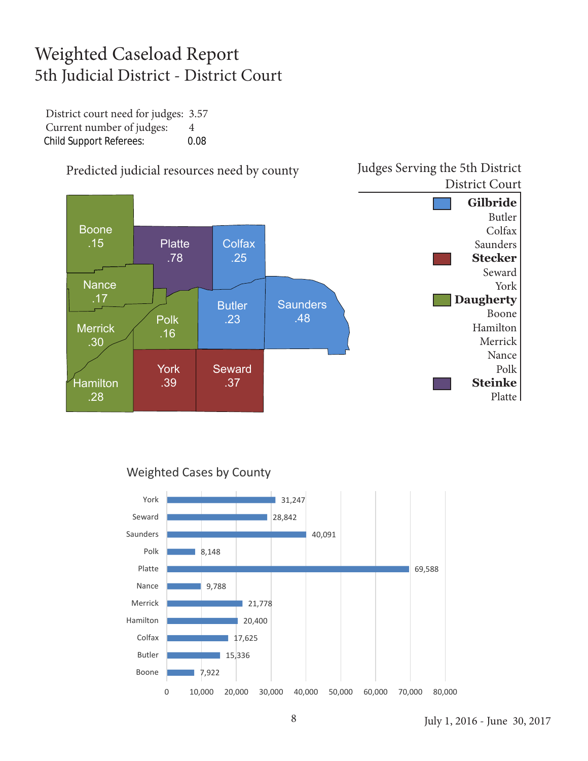# Weighted Caseload Report
## 5th Judicial District - District Court

District court need for judges: 3.57
Current number of judges: 4
Child Support Referees: 0.08

### Predicted judicial resources need by county

| County | Need |
|---|---|
| Boone | .15 |
| Platte | .78 |
| Colfax | .25 |
| Nance | .17 |
| Merrick | .30 |
| Polk | .16 |
| Butler | .23 |
| Saunders | .48 |
| Hamilton | .28 |
| York | .39 |
| Seward | .37 |

### Judges Serving the 5th District District Court

**Gilbride**
Butler
Colfax
Saunders

**Stecker**
Seward
York

**Daugherty**
Boone
Hamilton
Merrick
Nance
Polk

**Steinke**
Platte

### Weighted Cases by County

| County | Weighted Cases |
|---|---|
| York | 31,247 |
| Seward | 28,842 |
| Saunders | 40,091 |
| Polk | 8,148 |
| Platte | 69,588 |
| Nance | 9,788 |
| Merrick | 21,778 |
| Hamilton | 20,400 |
| Colfax | 17,625 |
| Butler | 15,336 |
| Boone | 7,922 |

July 1, 2016 - June 30, 2017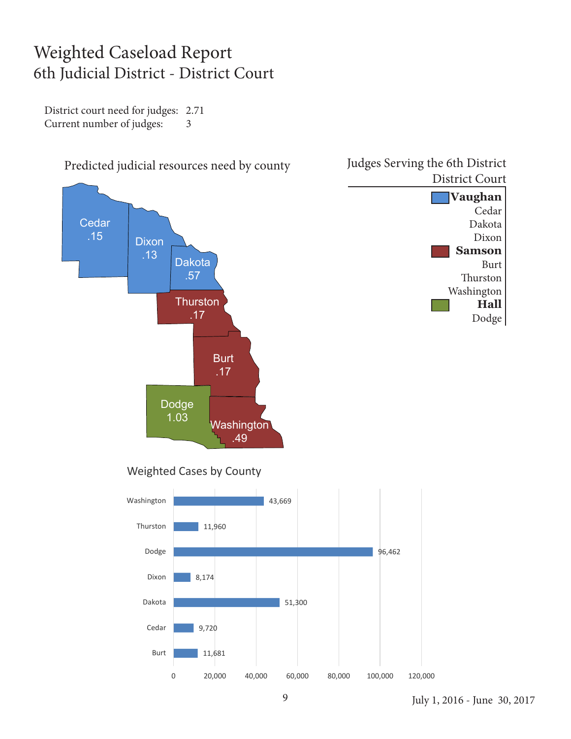# Weighted Caseload Report
## 6th Judicial District - District Court

District court need for judges: 2.71
Current number of judges: 3

### Predicted judicial resources need by county

| County | Need |
|---|---|
| Cedar | .15 |
| Dixon | .13 |
| Dakota | .57 |
| Thurston | .17 |
| Burt | .17 |
| Dodge | 1.03 |
| Washington | .49 |

### Judges Serving the 6th District District Court

**Vaughan**
- Cedar
- Dakota
- Dixon

**Samson**
- Burt
- Thurston
- Washington

**Hall**
- Dodge

### Weighted Cases by County

| County | Weighted Cases |
|---|---|
| Washington | 43,669 |
| Thurston | 11,960 |
| Dodge | 96,462 |
| Dixon | 8,174 |
| Dakota | 51,300 |
| Cedar | 9,720 |
| Burt | 11,681 |

July 1, 2016 - June 30, 2017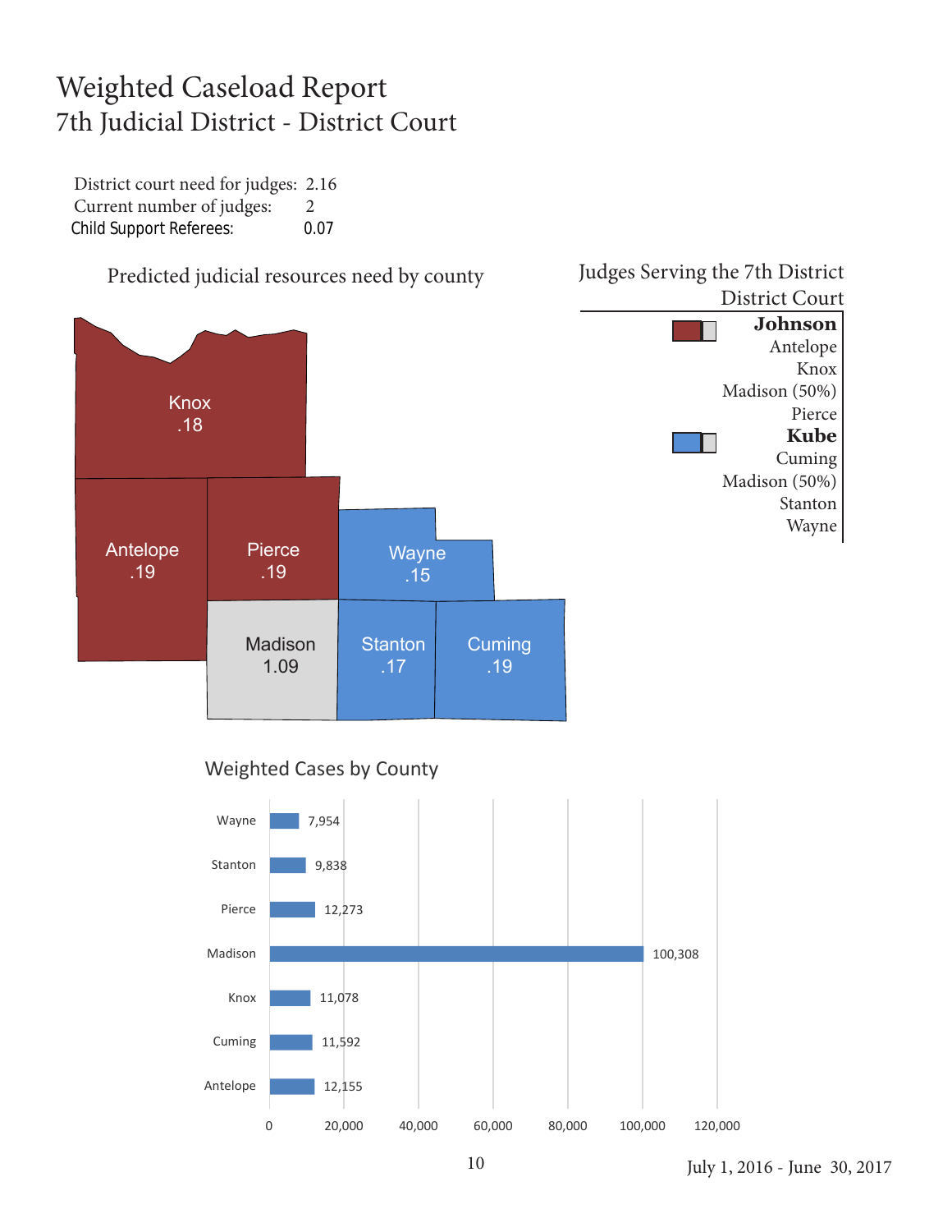# Weighted Caseload Report

## 7th Judicial District - District Court

District court need for judges: 2.16
Current number of judges: 2
Child Support Referees: 0.07

### Predicted judicial resources need by county

| County | Need |
|---|---|
| Knox | .18 |
| Antelope | .19 |
| Pierce | .19 |
| Wayne | .15 |
| Madison | 1.09 |
| Stanton | .17 |
| Cuming | .19 |

### Judges Serving the 7th District District Court

**Johnson**
- Antelope
- Knox
- Madison (50%)
- Pierce

**Kube**
- Cuming
- Madison (50%)
- Stanton
- Wayne

### Weighted Cases by County

| County | Weighted Cases |
|---|---|
| Wayne | 7,954 |
| Stanton | 9,838 |
| Pierce | 12,273 |
| Madison | 100,308 |
| Knox | 11,078 |
| Cuming | 11,592 |
| Antelope | 12,155 |

July 1, 2016 - June 30, 2017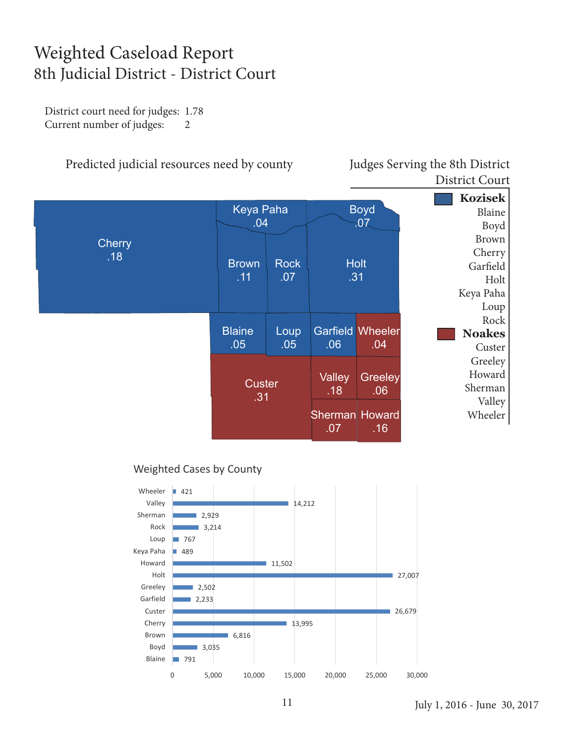# Weighted Caseload Report

## 8th Judicial District - District Court

District court need for judges: 1.78
Current number of judges: 2

### Predicted judicial resources need by county

| County | Need |
|---|---|
| Cherry | .18 |
| Keya Paha | .04 |
| Boyd | .07 |
| Brown | .11 |
| Rock | .07 |
| Holt | .31 |
| Blaine | .05 |
| Loup | .05 |
| Garfield | .06 |
| Wheeler | .04 |
| Custer | .31 |
| Valley | .18 |
| Greeley | .06 |
| Sherman | .07 |
| Howard | .16 |

### Judges Serving the 8th District District Court

**Kozisek**
Blaine
Boyd
Brown
Cherry
Garfield
Holt
Keya Paha
Loup
Rock

**Noakes**
Custer
Greeley
Howard
Sherman
Valley
Wheeler

### Weighted Cases by County

| County | Weighted Cases |
|---|---|
| Wheeler | 421 |
| Valley | 14,212 |
| Sherman | 2,929 |
| Rock | 3,214 |
| Loup | 767 |
| Keya Paha | 489 |
| Howard | 11,502 |
| Holt | 27,007 |
| Greeley | 2,502 |
| Garfield | 2,233 |
| Custer | 26,679 |
| Cherry | 13,995 |
| Brown | 6,816 |
| Boyd | 3,035 |
| Blaine | 791 |

July 1, 2016 - June 30, 2017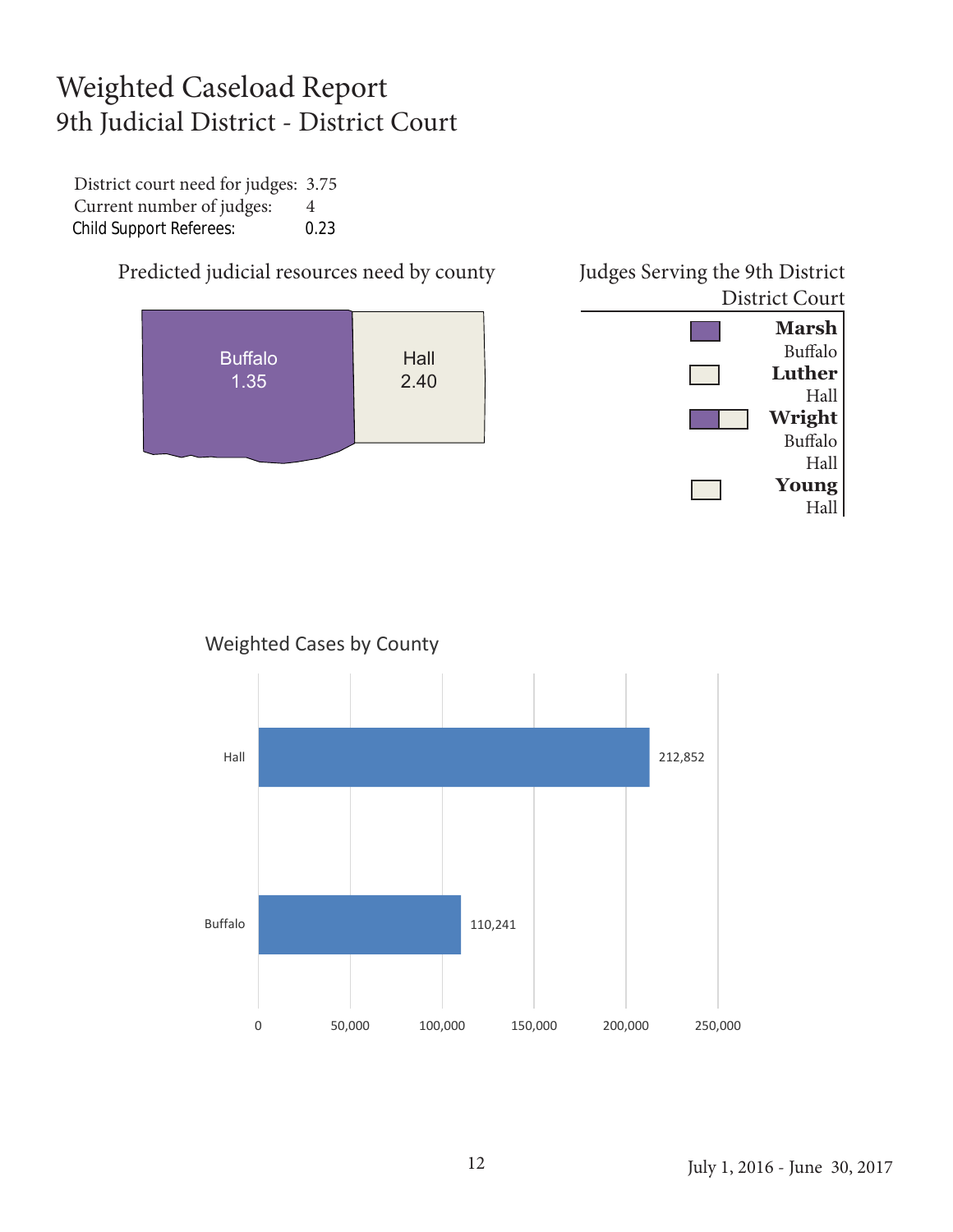# Weighted Caseload Report
## 9th Judicial District - District Court

District court need for judges: 3.75
Current number of judges: 4
Child Support Referees: 0.23

### Predicted judicial resources need by county

Buffalo 1.35

Hall 2.40

### Judges Serving the 9th District District Court

**Marsh**
Buffalo

**Luther**
Hall

**Wright**
Buffalo
Hall

**Young**
Hall

### Weighted Cases by County

| County | Weighted Cases |
| --- | --- |
| Hall | 212,852 |
| Buffalo | 110,241 |

July 1, 2016 - June 30, 2017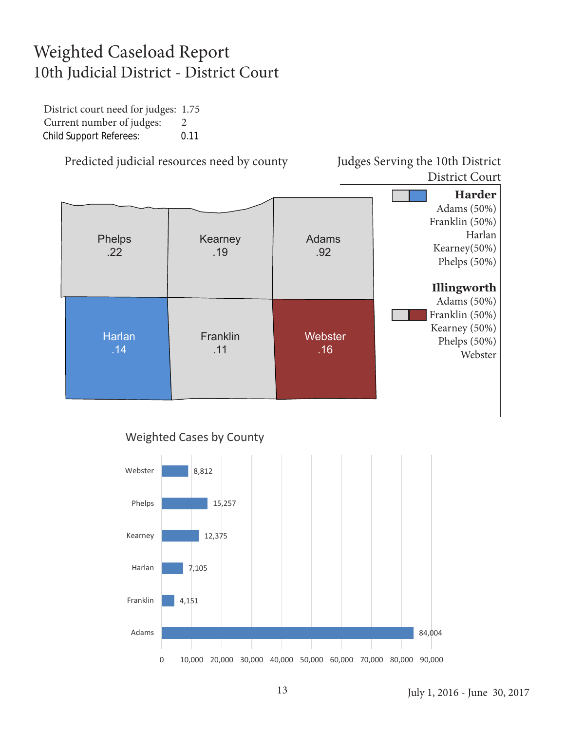# Weighted Caseload Report
## 10th Judicial District - District Court

District court need for judges: 1.75
Current number of judges: 2
Child Support Referees: 0.11

### Predicted judicial resources need by county

| County | Need |
|---|---|
| Phelps | .22 |
| Kearney | .19 |
| Adams | .92 |
| Harlan | .14 |
| Franklin | .11 |
| Webster | .16 |

### Judges Serving the 10th District District Court

**Harder**
Adams (50%)
Franklin (50%)
Harlan
Kearney(50%)
Phelps (50%)

**Illingworth**
Adams (50%)
Franklin (50%)
Kearney (50%)
Phelps (50%)
Webster

### Weighted Cases by County

| County | Weighted Cases |
|---|---|
| Webster | 8,812 |
| Phelps | 15,257 |
| Kearney | 12,375 |
| Harlan | 7,105 |
| Franklin | 4,151 |
| Adams | 84,004 |

July 1, 2016 - June 30, 2017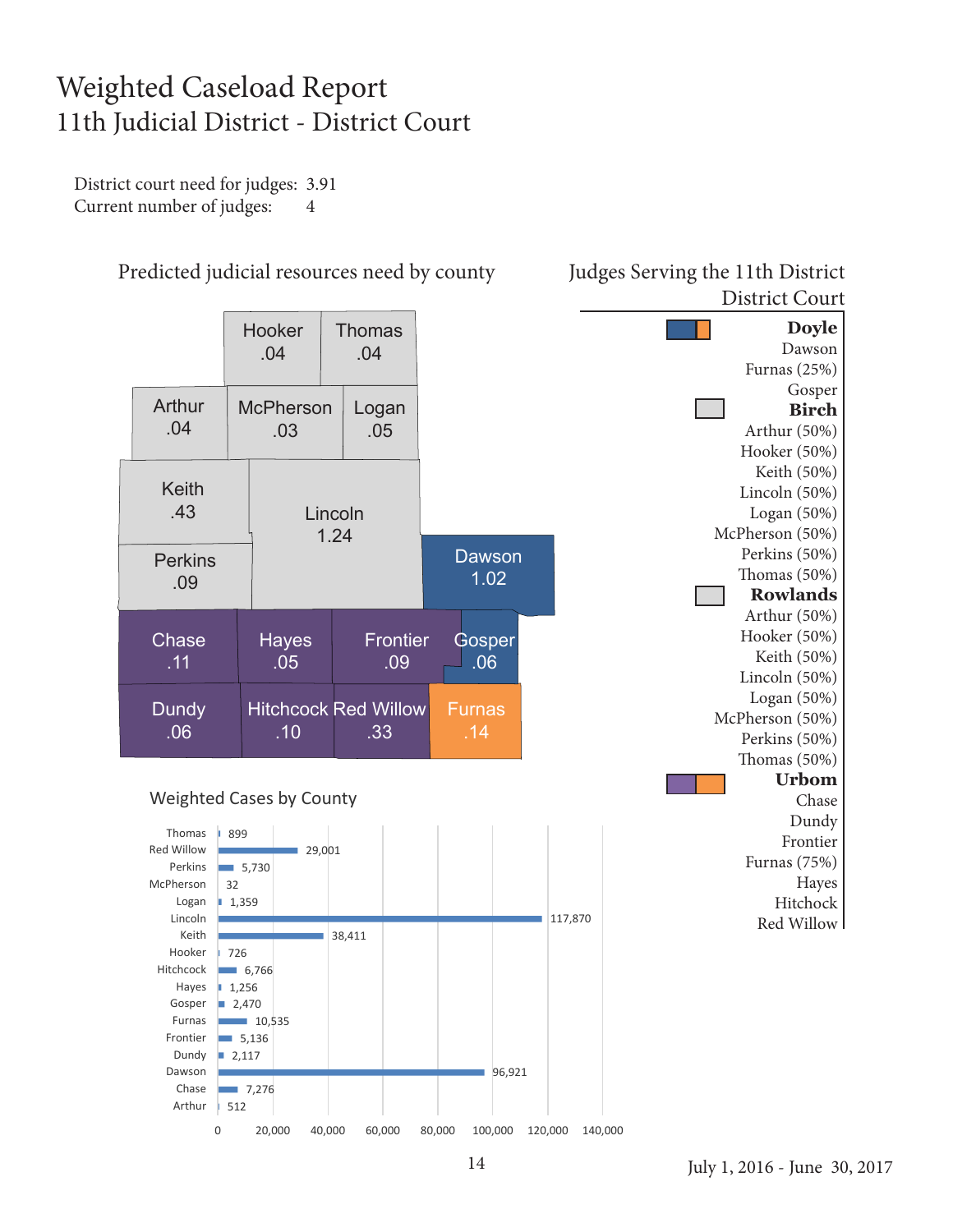# Weighted Caseload Report
## 11th Judicial District - District Court

District court need for judges: 3.91
Current number of judges: 4

### Predicted judicial resources need by county

| County | Need |
|---|---|
| Hooker | .04 |
| Thomas | .04 |
| Arthur | .04 |
| McPherson | .03 |
| Logan | .05 |
| Keith | .43 |
| Lincoln | 1.24 |
| Perkins | .09 |
| Dawson | 1.02 |
| Chase | .11 |
| Hayes | .05 |
| Frontier | .09 |
| Gosper | .06 |
| Dundy | .06 |
| Hitchcock | .10 |
| Red Willow | .33 |
| Furnas | .14 |

### Judges Serving the 11th District District Court

**Doyle**
Dawson
Furnas (25%)
Gosper

**Birch**
Arthur (50%)
Hooker (50%)
Keith (50%)
Lincoln (50%)
Logan (50%)
McPherson (50%)
Perkins (50%)
Thomas (50%)

**Rowlands**
Arthur (50%)
Hooker (50%)
Keith (50%)
Lincoln (50%)
Logan (50%)
McPherson (50%)
Perkins (50%)
Thomas (50%)

**Urbom**
Chase
Dundy
Frontier
Furnas (75%)
Hayes
Hitchcock
Red Willow

### Weighted Cases by County

| County | Weighted Cases |
|---|---|
| Thomas | 899 |
| Red Willow | 29,001 |
| Perkins | 5,730 |
| McPherson | 32 |
| Logan | 1,359 |
| Lincoln | 117,870 |
| Keith | 38,411 |
| Hooker | 726 |
| Hitchcock | 6,766 |
| Hayes | 1,256 |
| Gosper | 2,470 |
| Furnas | 10,535 |
| Frontier | 5,136 |
| Dundy | 2,117 |
| Dawson | 96,921 |
| Chase | 7,276 |
| Arthur | 512 |

July 1, 2016 - June 30, 2017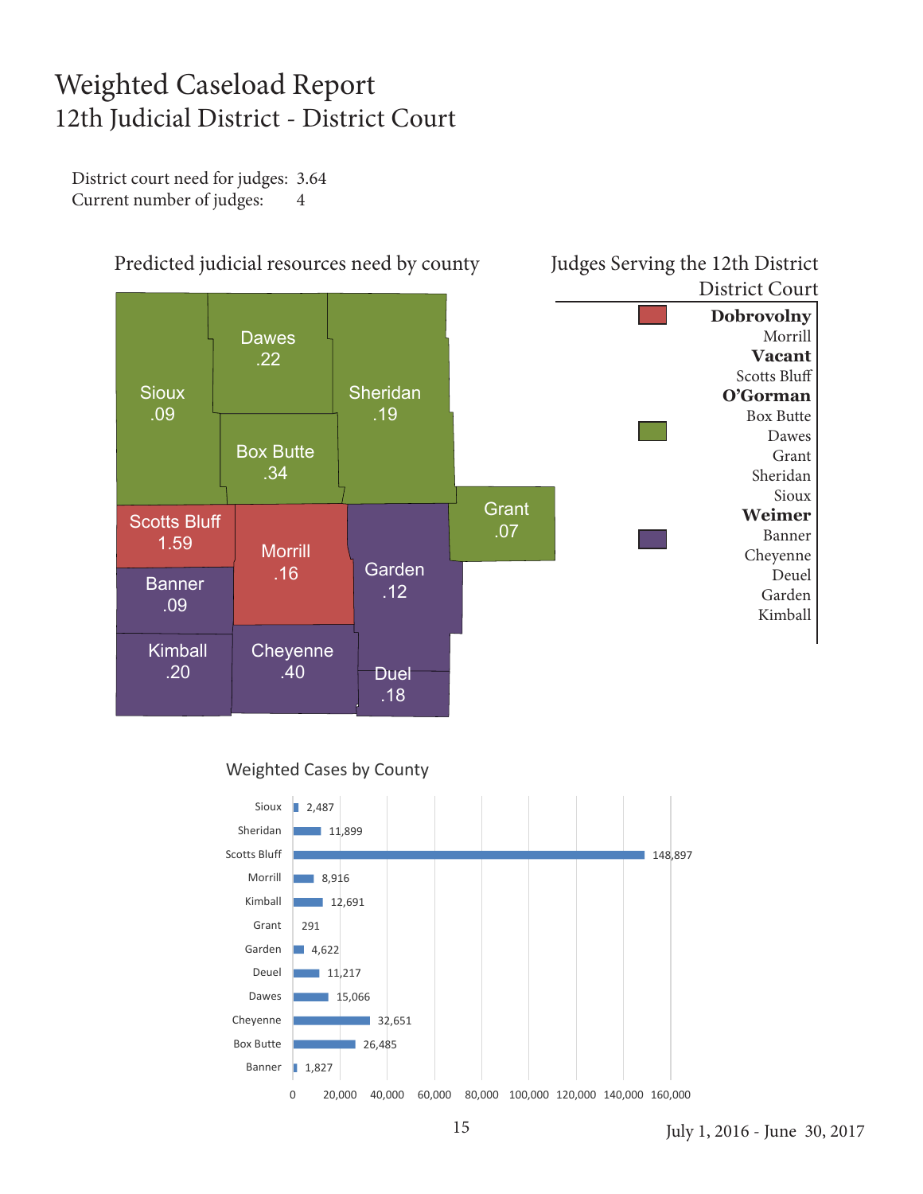# Weighted Caseload Report
## 12th Judicial District - District Court

District court need for judges: 3.64
Current number of judges: 4

### Predicted judicial resources need by county

Sioux .09
Dawes .22
Sheridan .19
Box Butte .34
Grant .07
Scotts Bluff 1.59
Morrill .16
Garden .12
Banner .09
Kimball .20
Cheyenne .40
Duel .18

### Judges Serving the 12th District District Court

**Dobrovolny**
Morrill
**Vacant**
Scotts Bluff
**O'Gorman**
Box Butte
Dawes
Grant
Sheridan
Sioux
**Weimer**
Banner
Cheyenne
Deuel
Garden
Kimball

### Weighted Cases by County

Sioux 2,487
Sheridan 11,899
Scotts Bluff 148,897
Morrill 8,916
Kimball 12,691
Grant 291
Garden 4,622
Deuel 11,217
Dawes 15,066
Cheyenne 32,651
Box Butte 26,485
Banner 1,827

0 20,000 40,000 60,000 80,000 100,000 120,000 140,000 160,000

July 1, 2016 - June 30, 2017